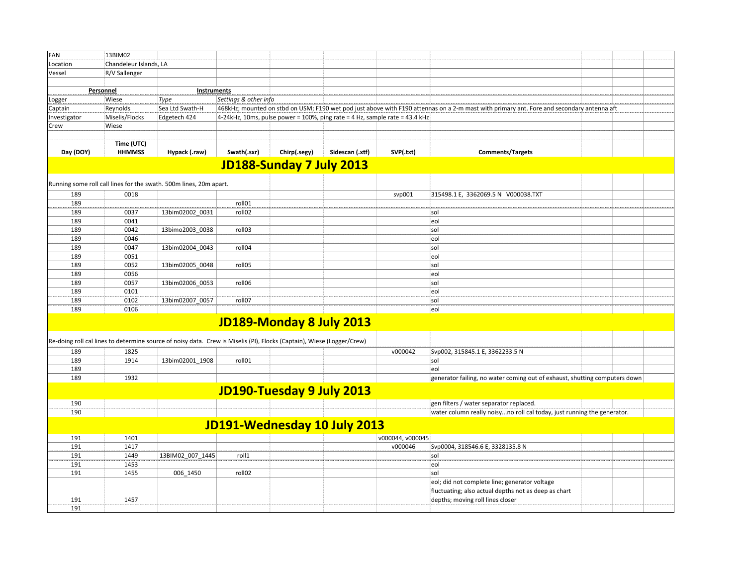| | |
|---|---|
| FAN | 13BIM02 |
| Location | Chandeleur Islands, LA |
| Vessel | R/V Sallenger |

| Personnel | | Instruments | |
|---|---|---|---|
| Logger | Wiese | *Type* | *Settings & other info* |
| Captain | Reynolds | Sea Ltd Swath-H | 468kHz; mounted on stbd on USM; F190 wet pod just above with F190 attenas on a 2-m mast with primary ant. Fore and secondary antenna aft |
| Investigator | Miselis/Flocks | Edgetech 424 | 4-24kHz, 10ms, pulse power = 100%, ping rate = 4 Hz, sample rate = 43.4 kHz |
| Crew | Wiese | | |

| Day (DOY) | Time (UTC) HHMMSS | Hypack (.raw) | Swath(.sxr) | Chirp(.segy) | Sidescan (.xtf) | SVP(.txt) | Comments/Targets |
|---|---|---|---|---|---|---|---|
| **JD188-Sunday 7 July 2013** | | | | | | | |
| Running some roll call lines for the swath. 500m lines, 20m apart. | | | | | | | |
| 189 | 0018 | | | | | svp001 | 315498.1 E, 3362069.5 N V000038.TXT |
| 189 | | | roll01 | | | | |
| 189 | 0037 | 13bim02002_0031 | roll02 | | | | sol |
| 189 | 0041 | | | | | | eol |
| 189 | 0042 | 13bimo2003_0038 | roll03 | | | | sol |
| 189 | 0046 | | | | | | eol |
| 189 | 0047 | 13bim02004_0043 | roll04 | | | | sol |
| 189 | 0051 | | | | | | eol |
| 189 | 0052 | 13bim02005_0048 | roll05 | | | | sol |
| 189 | 0056 | | | | | | eol |
| 189 | 0057 | 13bim02006_0053 | roll06 | | | | sol |
| 189 | 0101 | | | | | | eol |
| 189 | 0102 | 13bim02007_0057 | roll07 | | | | sol |
| 189 | 0106 | | | | | | eol |
| **JD189-Monday 8 July 2013** | | | | | | | |
| Re-doing roll cal lines to determine source of noisy data. Crew is Miselis (PI), Flocks (Captain), Wiese (Logger/Crew) | | | | | | | |
| 189 | 1825 | | | | | v000042 | Svp002, 315845.1 E, 3362233.5 N |
| 189 | 1914 | 13bim02001_1908 | roll01 | | | | sol |
| 189 | | | | | | | eol |
| 189 | 1932 | | | | | | generator failing, no water coming out of exhaust, shutting computers down |
| **JD190-Tuesday 9 July 2013** | | | | | | | |
| 190 | | | | | | | gen filters / water separator replaced. |
| 190 | | | | | | | water column really noisy...no roll cal today, just running the generator. |
| **JD191-Wednesday 10 July 2013** | | | | | | | |
| 191 | 1401 | | | | | v000044, v000045 | |
| 191 | 1417 | | | | | v000046 | Svp0004, 318546.6 E, 3328135.8 N |
| 191 | 1449 | 13BIM02_007_1445 | roll1 | | | | sol |
| 191 | 1453 | | | | | | eol |
| 191 | 1455 | 006_1450 | roll02 | | | | sol |
| 191 | 1457 | | | | | | eol; did not complete line; generator voltage fluctuating; also actual depths not as deep as chart depths; moving roll lines closer |
| 191 | | | | | | | |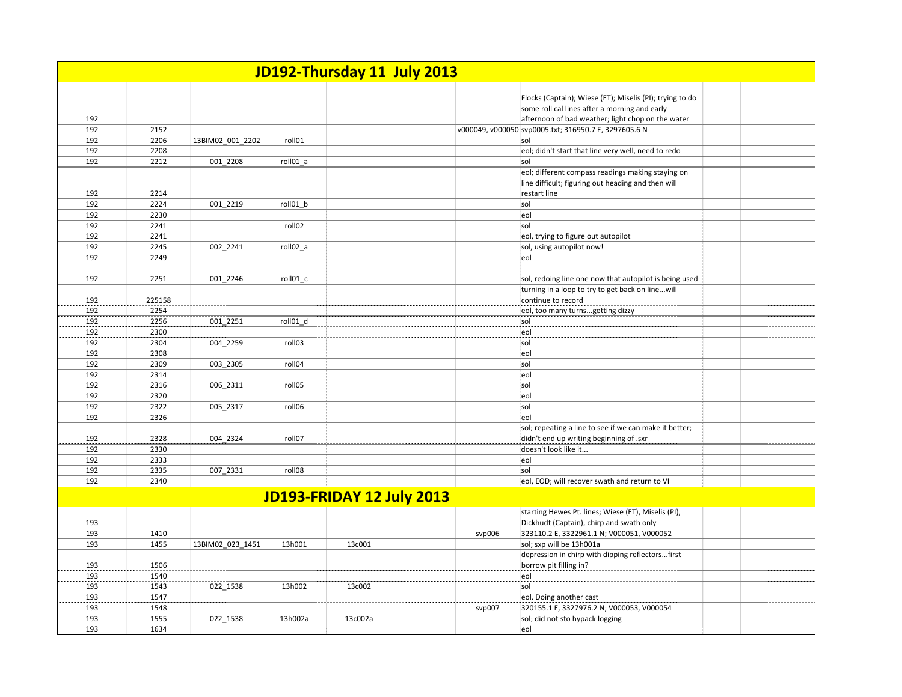## JD192-Thursday 11 July 2013

| | | | | | | | | | | |
|---|---|---|---|---|---|---|---|---|---|---|
| 192 | | | | | | | Flocks (Captain); Wiese (ET); Miselis (PI); trying to do some roll cal lines after a morning and early afternoon of bad weather; light chop on the water | | | |
| 192 | 2152 | | | | | v000049, v000050 | svp0005.txt; 316950.7 E, 3297605.6 N | | | |
| 192 | 2206 | 13BIM02_001_2202 | roll01 | | | | sol | | | |
| 192 | 2208 | | | | | | eol; didn't start that line very well, need to redo | | | |
| 192 | 2212 | 001_2208 | roll01_a | | | | sol | | | |
| 192 | 2214 | | | | | | eol; different compass readings making staying on line difficult; figuring out heading and then will restart line | | | |
| 192 | 2224 | 001_2219 | roll01_b | | | | sol | | | |
| 192 | 2230 | | | | | | eol | | | |
| 192 | 2241 | | roll02 | | | | sol | | | |
| 192 | 2241 | | | | | | eol, trying to figure out autopilot | | | |
| 192 | 2245 | 002_2241 | roll02_a | | | | sol, using autopilot now! | | | |
| 192 | 2249 | | | | | | eol | | | |
| 192 | 2251 | 001_2246 | roll01_c | | | | sol, redoing line one now that autopilot is being used | | | |
| 192 | 225158 | | | | | | turning in a loop to try to get back on line...will continue to record | | | |
| 192 | 2254 | | | | | | eol, too many turns...getting dizzy | | | |
| 192 | 2256 | 001_2251 | roll01_d | | | | sol | | | |
| 192 | 2300 | | | | | | eol | | | |
| 192 | 2304 | 004_2259 | roll03 | | | | sol | | | |
| 192 | 2308 | | | | | | eol | | | |
| 192 | 2309 | 003_2305 | roll04 | | | | sol | | | |
| 192 | 2314 | | | | | | eol | | | |
| 192 | 2316 | 006_2311 | roll05 | | | | sol | | | |
| 192 | 2320 | | | | | | eol | | | |
| 192 | 2322 | 005_2317 | roll06 | | | | sol | | | |
| 192 | 2326 | | | | | | eol | | | |
| 192 | 2328 | 004_2324 | roll07 | | | | sol; repeating a line to see if we can make it better; didn't end up writing beginning of .sxr | | | |
| 192 | 2330 | | | | | | doesn't look like it... | | | |
| 192 | 2333 | | | | | | eol | | | |
| 192 | 2335 | 007_2331 | roll08 | | | | sol | | | |
| 192 | 2340 | | | | | | eol, EOD; will recover swath and return to VI | | | |

## JD193-FRIDAY 12 July 2013

| | | | | | | | | | | |
|---|---|---|---|---|---|---|---|---|---|---|
| 193 | | | | | | | starting Hewes Pt. lines; Wiese (ET), Miselis (PI), Dickhudt (Captain), chirp and swath only | | | |
| 193 | 1410 | | | | | svp006 | 323110.2 E, 3322961.1 N; V000051, V000052 | | | |
| 193 | 1455 | 13BIM02_023_1451 | 13h001 | 13c001 | | | sol; sxp will be 13h001a | | | |
| 193 | 1506 | | | | | | depression in chirp with dipping reflectors...first borrow pit filling in? | | | |
| 193 | 1540 | | | | | | eol | | | |
| 193 | 1543 | 022_1538 | 13h002 | 13c002 | | | sol | | | |
| 193 | 1547 | | | | | | eol. Doing another cast | | | |
| 193 | 1548 | | | | | svp007 | 320155.1 E, 3327976.2 N; V000053, V000054 | | | |
| 193 | 1555 | 022_1538 | 13h002a | 13c002a | | | sol; did not sto hypack logging | | | |
| 193 | 1634 | | | | | | eol | | | |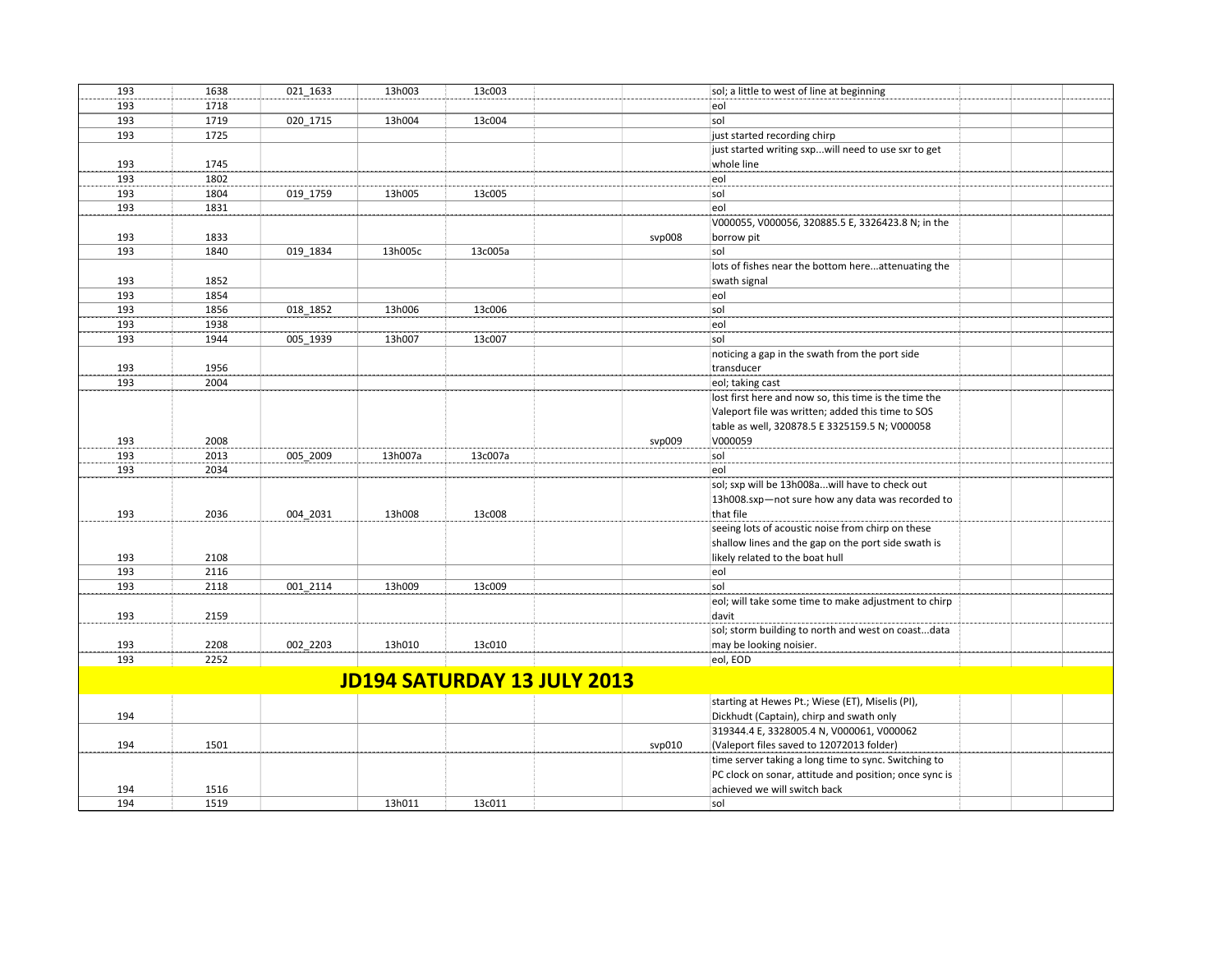| | | | | | | | | | | |
|---|---|---|---|---|---|---|---|---|---|---|
| 193 | 1638 | 021_1633 | 13h003 | 13c003 | | | sol; a little to west of line at beginning | | | |
| 193 | 1718 | | | | | | eol | | | |
| 193 | 1719 | 020_1715 | 13h004 | 13c004 | | | sol | | | |
| 193 | 1725 | | | | | | just started recording chirp | | | |
| 193 | 1745 | | | | | | just started writing sxp...will need to use sxr to get whole line | | | |
| 193 | 1802 | | | | | | eol | | | |
| 193 | 1804 | 019_1759 | 13h005 | 13c005 | | | sol | | | |
| 193 | 1831 | | | | | | eol | | | |
| 193 | 1833 | | | | | svp008 | V000055, V000056, 320885.5 E, 3326423.8 N; in the borrow pit | | | |
| 193 | 1840 | 019_1834 | 13h005c | 13c005a | | | sol | | | |
| 193 | 1852 | | | | | | lots of fishes near the bottom here...attenuating the swath signal | | | |
| 193 | 1854 | | | | | | eol | | | |
| 193 | 1856 | 018_1852 | 13h006 | 13c006 | | | sol | | | |
| 193 | 1938 | | | | | | eol | | | |
| 193 | 1944 | 005_1939 | 13h007 | 13c007 | | | sol | | | |
| 193 | 1956 | | | | | | noticing a gap in the swath from the port side transducer | | | |
| 193 | 2004 | | | | | | eol; taking cast | | | |
| 193 | 2008 | | | | | svp009 | lost first here and now so, this time is the time the Valeport file was written; added this time to SOS table as well, 320878.5 E 3325159.5 N; V000058 V000059 | | | |
| 193 | 2013 | 005_2009 | 13h007a | 13c007a | | | sol | | | |
| 193 | 2034 | | | | | | eol | | | |
| 193 | 2036 | 004_2031 | 13h008 | 13c008 | | | sol; sxp will be 13h008a...will have to check out 13h008.sxp—not sure how any data was recorded to that file | | | |
| 193 | 2108 | | | | | | seeing lots of acoustic noise from chirp on these shallow lines and the gap on the port side swath is likely related to the boat hull | | | |
| 193 | 2116 | | | | | | eol | | | |
| 193 | 2118 | 001_2114 | 13h009 | 13c009 | | | sol | | | |
| 193 | 2159 | | | | | | eol; will take some time to make adjustment to chirp davit | | | |
| 193 | 2208 | 002_2203 | 13h010 | 13c010 | | | sol; storm building to north and west on coast...data may be looking noisier. | | | |
| 193 | 2252 | | | | | | eol, EOD | | | |
| **JD194 SATURDAY 13 JULY 2013** | | | | | | | | | | |
| 194 | | | | | | | starting at Hewes Pt.; Wiese (ET), Miselis (PI), Dickhudt (Captain), chirp and swath only | | | |
| 194 | 1501 | | | | | svp010 | 319344.4 E, 3328005.4 N, V000061, V000062 (Valeport files saved to 12072013 folder) | | | |
| 194 | 1516 | | | | | | time server taking a long time to sync. Switching to PC clock on sonar, attitude and position; once sync is achieved we will switch back | | | |
| 194 | 1519 | | 13h011 | 13c011 | | | sol | | | |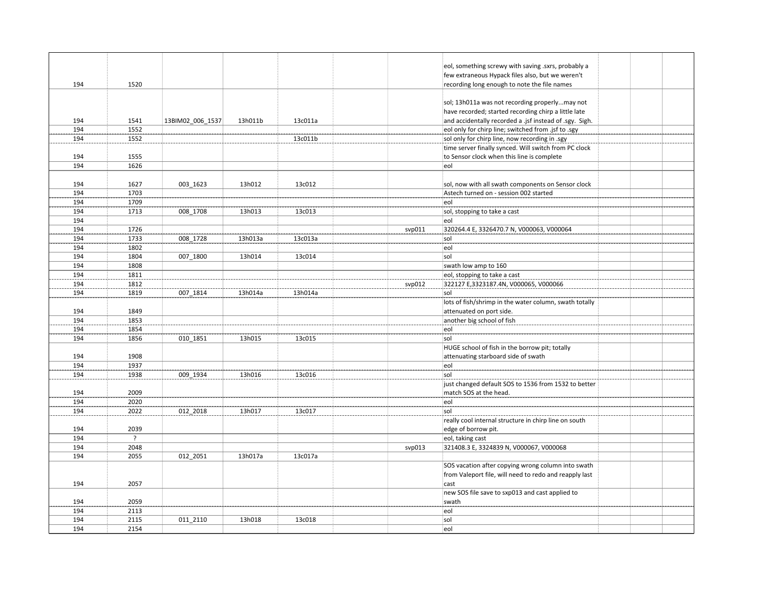| | | | | | | | | | | |
|---|---|---|---|---|---|---|---|---|---|---|
| 194 | 1520 | | | | | | eol, something screwy with saving .sxrs, probably a few extraneous Hypack files also, but we weren't recording long enough to note the file names | | | |
| 194 | 1541 | 13BIM02_006_1537 | 13h011b | 13c011a | | | sol; 13h011a was not recording properly...may not have recorded; started recording chirp a little late and accidentally recorded a .jsf instead of .sgy. Sigh. | | | |
| 194 | 1552 | | | | | | eol only for chirp line; switched from .jsf to .sgy | | | |
| 194 | 1552 | | | 13c011b | | | sol only for chirp line, now recording in .sgy | | | |
| 194 | 1555 | | | | | | time server finally synced. Will switch from PC clock to Sensor clock when this line is complete | | | |
| 194 | 1626 | | | | | | eol | | | |
| 194 | 1627 | 003_1623 | 13h012 | 13c012 | | | sol, now with all swath components on Sensor clock | | | |
| 194 | 1703 | | | | | | Astech turned on - session 002 started | | | |
| 194 | 1709 | | | | | | eol | | | |
| 194 | 1713 | 008_1708 | 13h013 | 13c013 | | | sol, stopping to take a cast | | | |
| 194 | | | | | | | eol | | | |
| 194 | 1726 | | | | | svp011 | 320264.4 E, 3326470.7 N, V000063, V000064 | | | |
| 194 | 1733 | 008_1728 | 13h013a | 13c013a | | | sol | | | |
| 194 | 1802 | | | | | | eol | | | |
| 194 | 1804 | 007_1800 | 13h014 | 13c014 | | | sol | | | |
| 194 | 1808 | | | | | | swath low amp to 160 | | | |
| 194 | 1811 | | | | | | eol, stopping to take a cast | | | |
| 194 | 1812 | | | | | svp012 | 322127 E,3323187.4N, V000065, V000066 | | | |
| 194 | 1819 | 007_1814 | 13h014a | 13h014a | | | sol | | | |
| 194 | 1849 | | | | | | lots of fish/shrimp in the water column, swath totally attenuated on port side. | | | |
| 194 | 1853 | | | | | | another big school of fish | | | |
| 194 | 1854 | | | | | | eol | | | |
| 194 | 1856 | 010_1851 | 13h015 | 13c015 | | | sol | | | |
| 194 | 1908 | | | | | | HUGE school of fish in the borrow pit; totally attenuating starboard side of swath | | | |
| 194 | 1937 | | | | | | eol | | | |
| 194 | 1938 | 009_1934 | 13h016 | 13c016 | | | sol | | | |
| 194 | 2009 | | | | | | just changed default SOS to 1536 from 1532 to better match SOS at the head. | | | |
| 194 | 2020 | | | | | | eol | | | |
| 194 | 2022 | 012_2018 | 13h017 | 13c017 | | | sol | | | |
| 194 | 2039 | | | | | | really cool internal structure in chirp line on south edge of borrow pit. | | | |
| 194 | ? | | | | | | eol, taking cast | | | |
| 194 | 2048 | | | | | svp013 | 321408.3 E, 3324839 N, V000067, V000068 | | | |
| 194 | 2055 | 012_2051 | 13h017a | 13c017a | | | | | | |
| 194 | 2057 | | | | | | SOS vacation after copying wrong column into swath from Valeport file, will need to redo and reapply last cast | | | |
| 194 | 2059 | | | | | | new SOS file save to sxp013 and cast applied to swath | | | |
| 194 | 2113 | | | | | | eol | | | |
| 194 | 2115 | 011_2110 | 13h018 | 13c018 | | | sol | | | |
| 194 | 2154 | | | | | | eol | | | |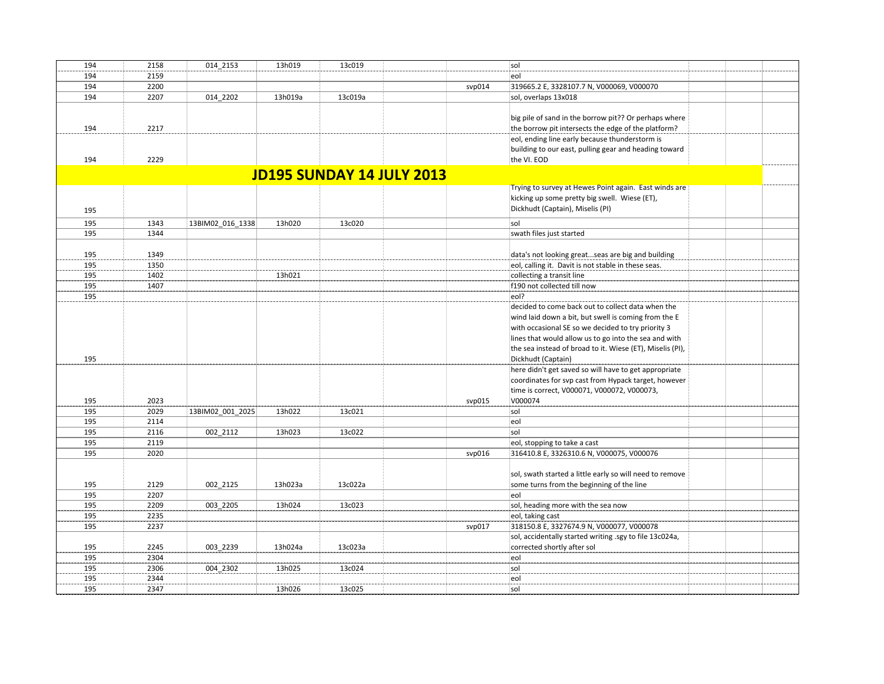| | | | | | | | | | | |
|---|---|---|---|---|---|---|---|---|---|---|
| 194 | 2158 | 014_2153 | 13h019 | 13c019 | | | sol | | | |
| 194 | 2159 | | | | | | eol | | | |
| 194 | 2200 | | | | | svp014 | 319665.2 E, 3328107.7 N, V000069, V000070 | | | |
| 194 | 2207 | 014_2202 | 13h019a | 13c019a | | | sol, overlaps 13x018 | | | |
| 194 | 2217 | | | | | | big pile of sand in the borrow pit?? Or perhaps where the borrow pit intersects the edge of the platform? | | | |
| 194 | 2229 | | | | | | eol, ending line early because thunderstorm is building to our east, pulling gear and heading toward the VI. EOD | | | |
| **JD195 SUNDAY 14 JULY 2013** | | | | | | | | | | |
| 195 | | | | | | | Trying to survey at Hewes Point again. East winds are kicking up some pretty big swell. Wiese (ET), Dickhudt (Captain), Miselis (PI) | | | |
| 195 | 1343 | 13BIM02_016_1338 | 13h020 | 13c020 | | | sol | | | |
| 195 | 1344 | | | | | | swath files just started | | | |
| 195 | 1349 | | | | | | data's not looking great...seas are big and building | | | |
| 195 | 1350 | | | | | | eol, calling it. Davit is not stable in these seas. | | | |
| 195 | 1402 | | 13h021 | | | | collecting a transit line | | | |
| 195 | 1407 | | | | | | f190 not collected till now | | | |
| 195 | | | | | | | eol? | | | |
| 195 | | | | | | | decided to come back out to collect data when the wind laid down a bit, but swell is coming from the E with occasional SE so we decided to try priority 3 lines that would allow us to go into the sea and with the sea instead of broad to it. Wiese (ET), Miselis (PI), Dickhudt (Captain) | | | |
| 195 | 2023 | | | | | svp015 | here didn't get saved so will have to get appropriate coordinates for svp cast from Hypack target, however time is correct, V000071, V000072, V000073, V000074 | | | |
| 195 | 2029 | 13BIM02_001_2025 | 13h022 | 13c021 | | | sol | | | |
| 195 | 2114 | | | | | | eol | | | |
| 195 | 2116 | 002_2112 | 13h023 | 13c022 | | | sol | | | |
| 195 | 2119 | | | | | | eol, stopping to take a cast | | | |
| 195 | 2020 | | | | | svp016 | 316410.8 E, 3326310.6 N, V000075, V000076 | | | |
| 195 | 2129 | 002_2125 | 13h023a | 13c022a | | | sol, swath started a little early so will need to remove some turns from the beginning of the line | | | |
| 195 | 2207 | | | | | | eol | | | |
| 195 | 2209 | 003_2205 | 13h024 | 13c023 | | | sol, heading more with the sea now | | | |
| 195 | 2235 | | | | | | eol, taking cast | | | |
| 195 | 2237 | | | | | svp017 | 318150.8 E, 3327674.9 N, V000077, V000078 | | | |
| 195 | 2245 | 003_2239 | 13h024a | 13c023a | | | sol, accidentally started writing .sgy to file 13c024a, corrected shortly after sol | | | |
| 195 | 2304 | | | | | | eol | | | |
| 195 | 2306 | 004_2302 | 13h025 | 13c024 | | | sol | | | |
| 195 | 2344 | | | | | | eol | | | |
| 195 | 2347 | | 13h026 | 13c025 | | | sol | | | |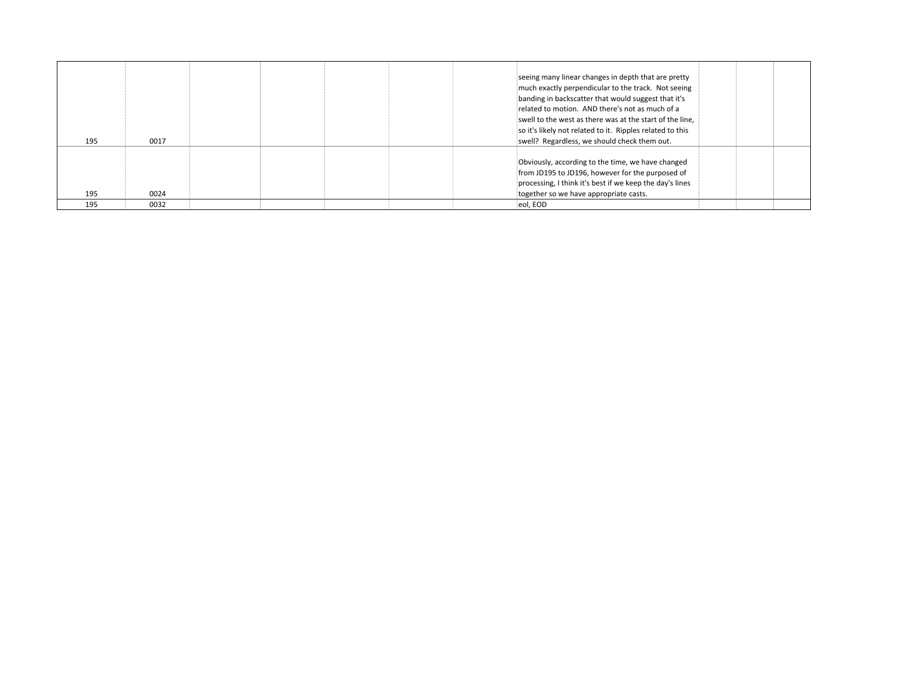| | | | | | | | | | | |
|---|---|---|---|---|---|---|---|---|---|---|
| 195 | 0017 | | | | | | seeing many linear changes in depth that are pretty much exactly perpendicular to the track. Not seeing banding in backscatter that would suggest that it's related to motion. AND there's not as much of a swell to the west as there was at the start of the line, so it's likely not related to it. Ripples related to this swell? Regardless, we should check them out. | | | |
| 195 | 0024 | | | | | | Obviously, according to the time, we have changed from JD195 to JD196, however for the purposed of processing, I think it's best if we keep the day's lines together so we have appropriate casts. | | | |
| 195 | 0032 | | | | | | eol, EOD | | | |